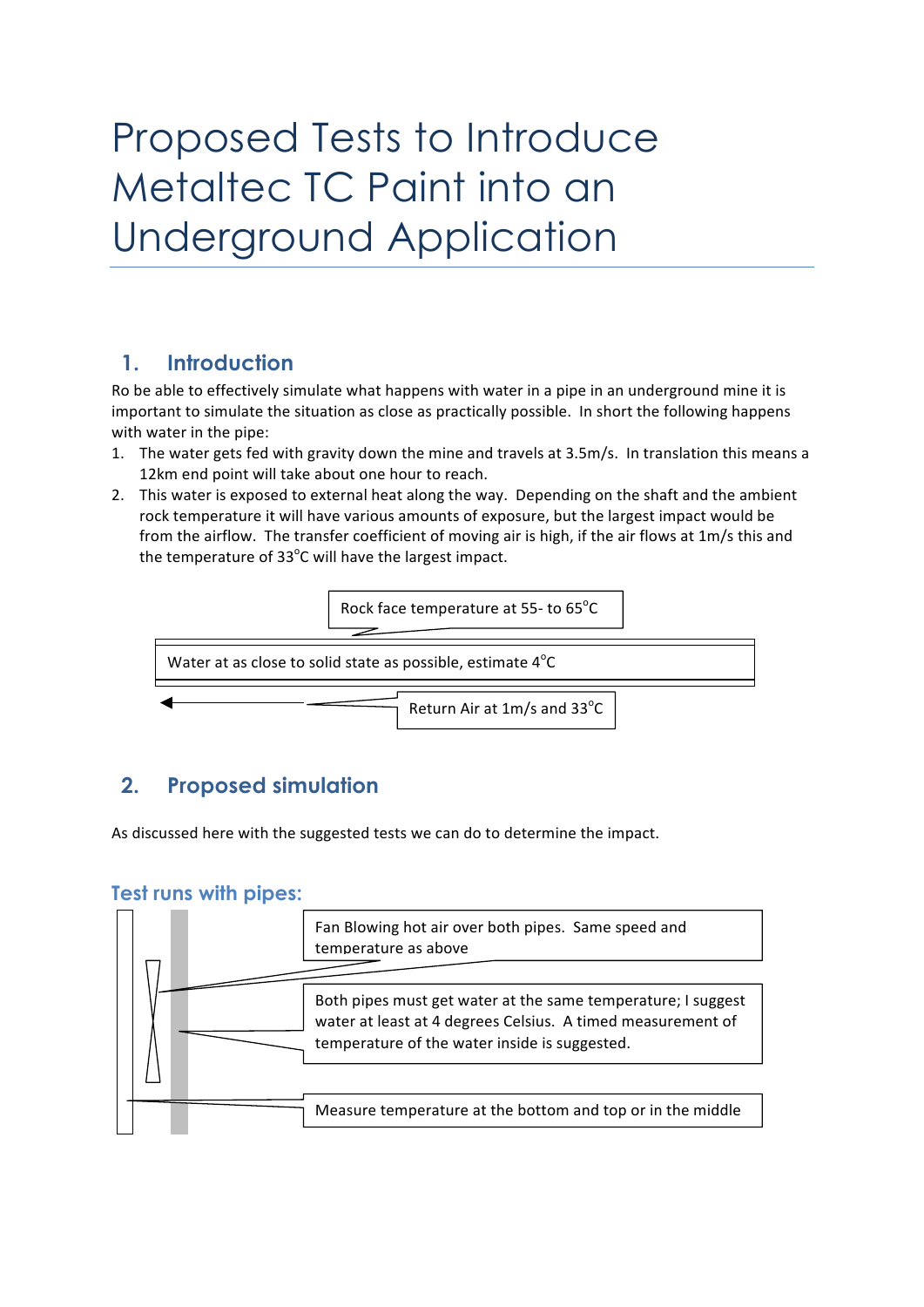# Proposed Tests to Introduce Metaltec TC Paint into an Underground Application

## 1. Introduction

Ro be able to effectively simulate what happens with water in a pipe in an underground mine it is important to simulate the situation as close as practically possible. In short the following happens with water in the pipe:

1. The water gets fed with gravity down the mine and travels at 3.5m/s. In translation this means a 12km end point will take about one hour to reach.
2. This water is exposed to external heat along the way. Depending on the shaft and the ambient rock temperature it will have various amounts of exposure, but the largest impact would be from the airflow. The transfer coefficient of moving air is high, if the air flows at 1m/s this and the temperature of 33°C will have the largest impact.

Rock face temperature at 55- to 65°C

Water at as close to solid state as possible, estimate 4°C

Return Air at 1m/s and 33°C

## 2. Proposed simulation

As discussed here with the suggested tests we can do to determine the impact.

### Test runs with pipes:

Fan Blowing hot air over both pipes. Same speed and temperature as above

Both pipes must get water at the same temperature; I suggest water at least at 4 degrees Celsius. A timed measurement of temperature of the water inside is suggested.

Measure temperature at the bottom and top or in the middle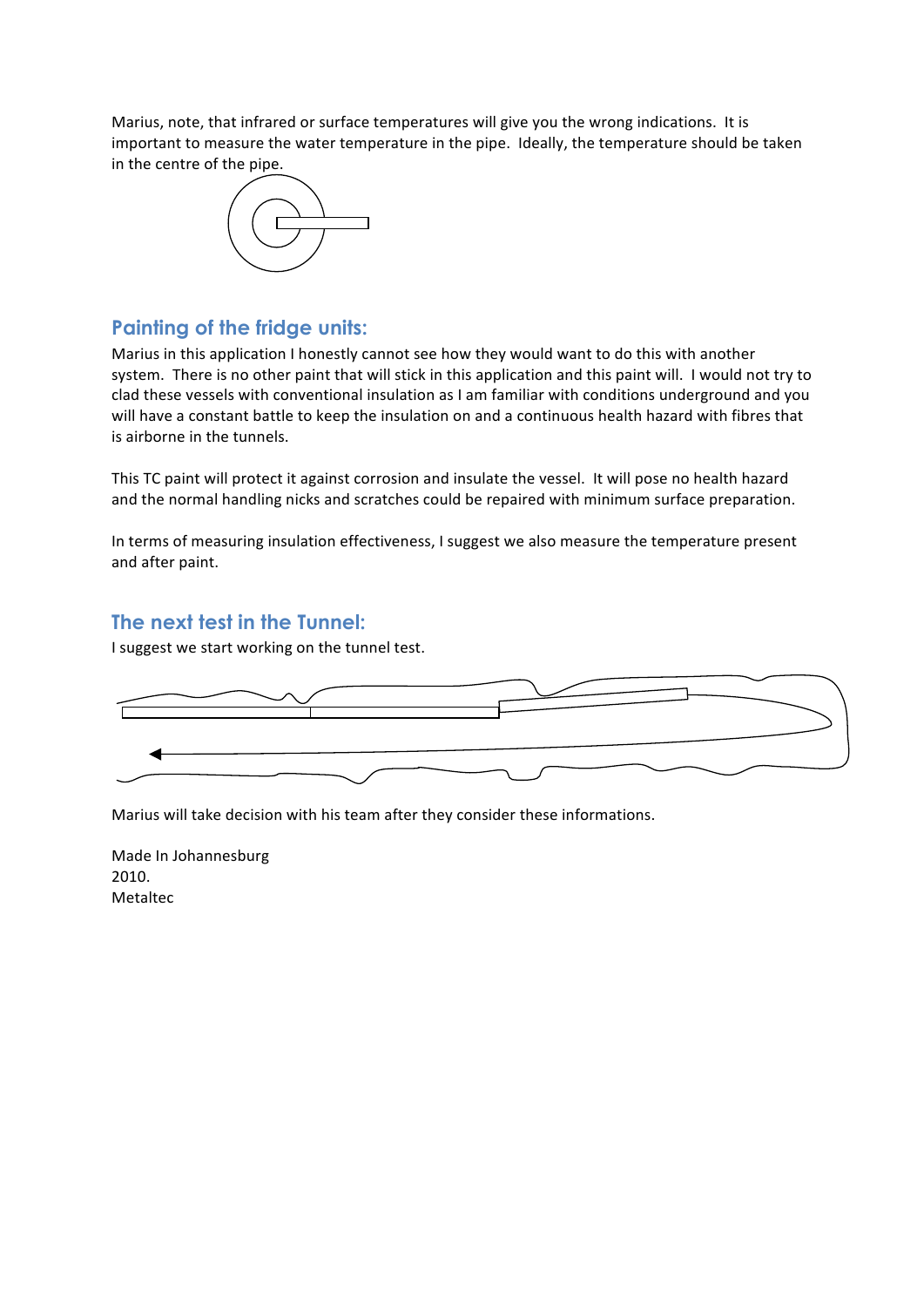Marius, note, that infrared or surface temperatures will give you the wrong indications. It is important to measure the water temperature in the pipe. Ideally, the temperature should be taken in the centre of the pipe.

## Painting of the fridge units:

Marius in this application I honestly cannot see how they would want to do this with another system. There is no other paint that will stick in this application and this paint will. I would not try to clad these vessels with conventional insulation as I am familiar with conditions underground and you will have a constant battle to keep the insulation on and a continuous health hazard with fibres that is airborne in the tunnels.

This TC paint will protect it against corrosion and insulate the vessel. It will pose no health hazard and the normal handling nicks and scratches could be repaired with minimum surface preparation.

In terms of measuring insulation effectiveness, I suggest we also measure the temperature present and after paint.

## The next test in the Tunnel:

I suggest we start working on the tunnel test.

Marius will take decision with his team after they consider these informations.

Made In Johannesburg  
2010.  
Metaltec